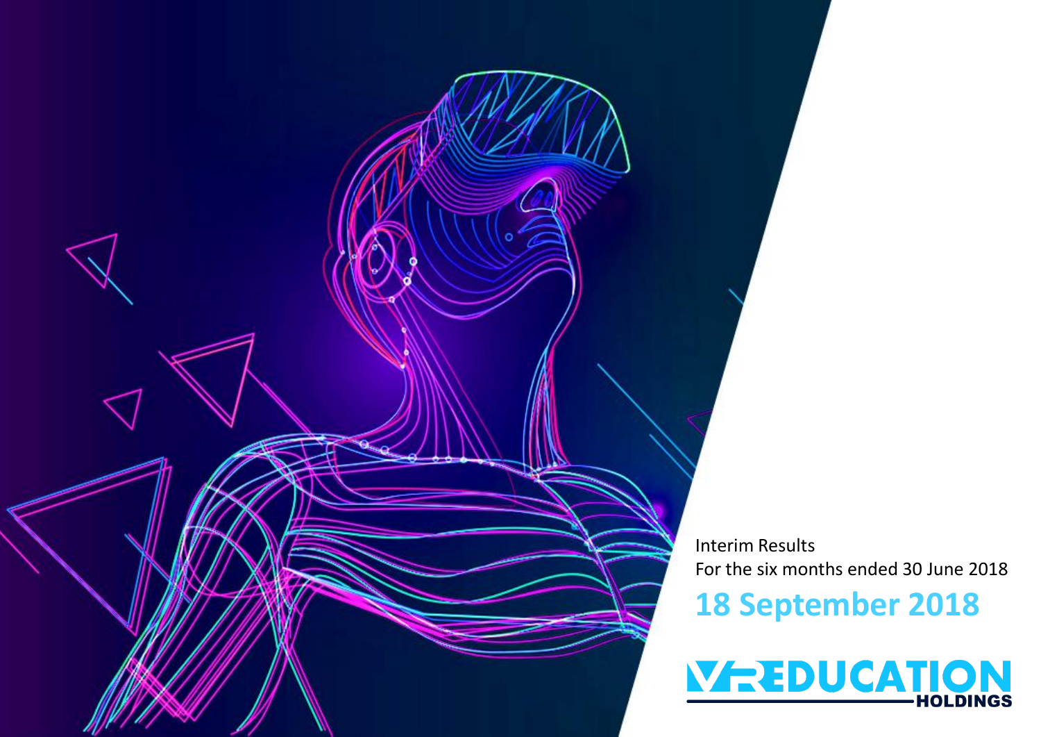Interim Results

For the six months ended 30 June 2018

**18 September 2018**

VR EDUCATION HOLDINGS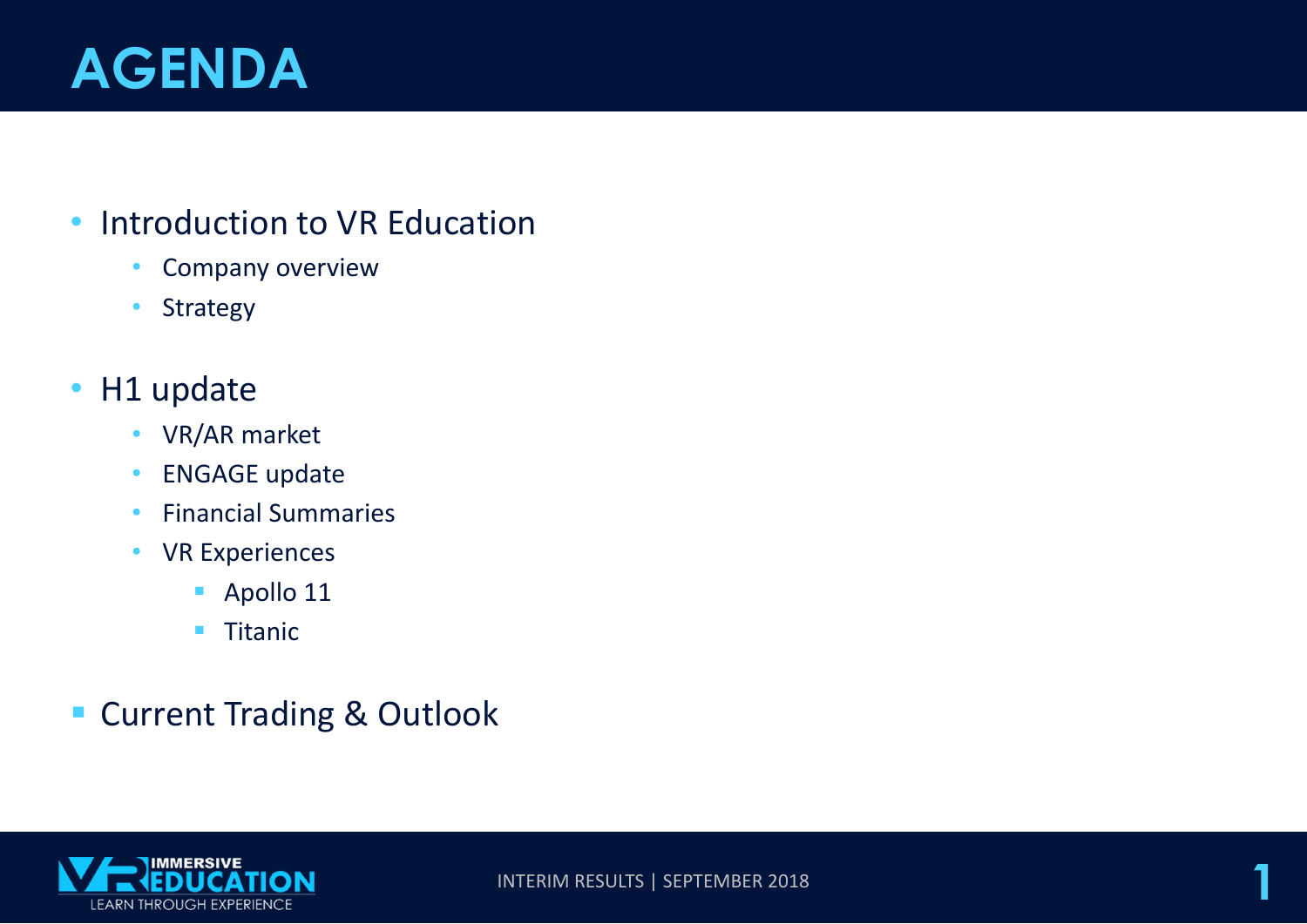# AGENDA

- Introduction to VR Education
  - Company overview
  - Strategy
- H1 update
  - VR/AR market
  - ENGAGE update
  - Financial Summaries
  - VR Experiences
    - Apollo 11
    - Titanic
- Current Trading & Outlook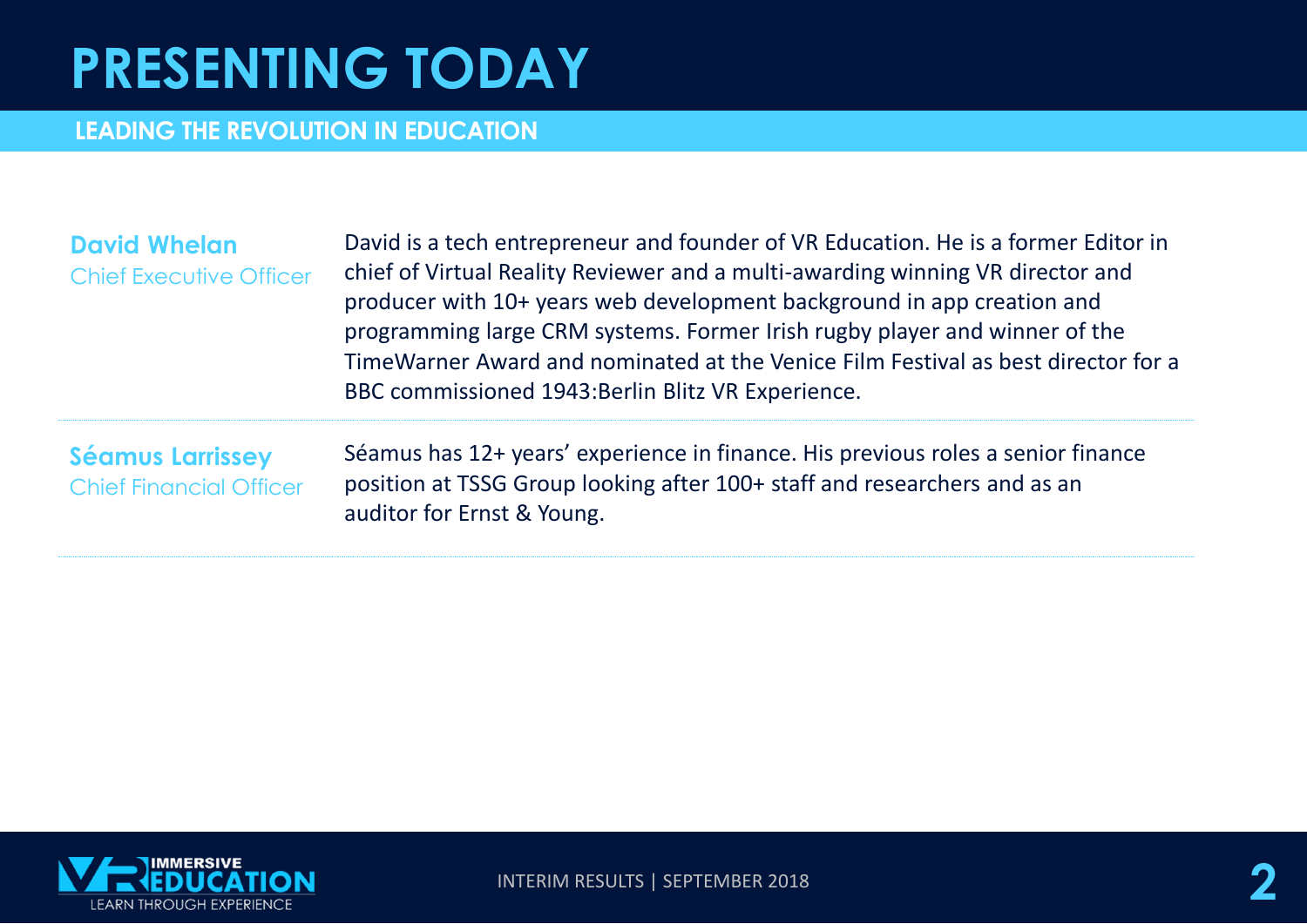# PRESENTING TODAY

## LEADING THE REVOLUTION IN EDUCATION

**David Whelan**
Chief Executive Officer

David is a tech entrepreneur and founder of VR Education. He is a former Editor in chief of Virtual Reality Reviewer and a multi-awarding winning VR director and producer with 10+ years web development background in app creation and programming large CRM systems. Former Irish rugby player and winner of the TimeWarner Award and nominated at the Venice Film Festival as best director for a BBC commissioned 1943:Berlin Blitz VR Experience.

---

**Séamus Larrissey**
Chief Financial Officer

Séamus has 12+ years' experience in finance. His previous roles a senior finance position at TSSG Group looking after 100+ staff and researchers and as an auditor for Ernst & Young.

---

IMMERSIVE VR EDUCATION
LEARN THROUGH EXPERIENCE

INTERIM RESULTS | SEPTEMBER 2018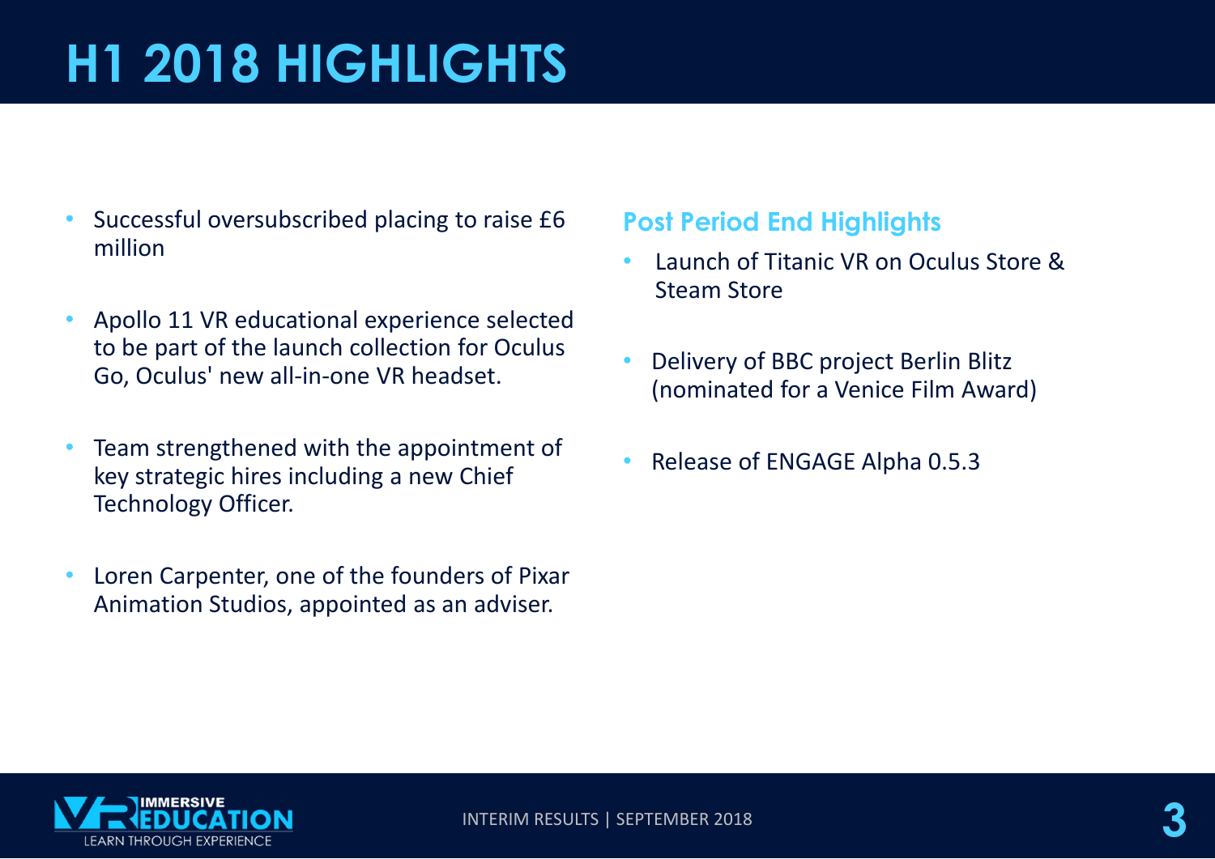# H1 2018 HIGHLIGHTS

- Successful oversubscribed placing to raise £6 million
- Apollo 11 VR educational experience selected to be part of the launch collection for Oculus Go, Oculus' new all-in-one VR headset.
- Team strengthened with the appointment of key strategic hires including a new Chief Technology Officer.
- Loren Carpenter, one of the founders of Pixar Animation Studios, appointed as an adviser.

## Post Period End Highlights

- Launch of Titanic VR on Oculus Store & Steam Store
- Delivery of BBC project Berlin Blitz (nominated for a Venice Film Award)
- Release of ENGAGE Alpha 0.5.3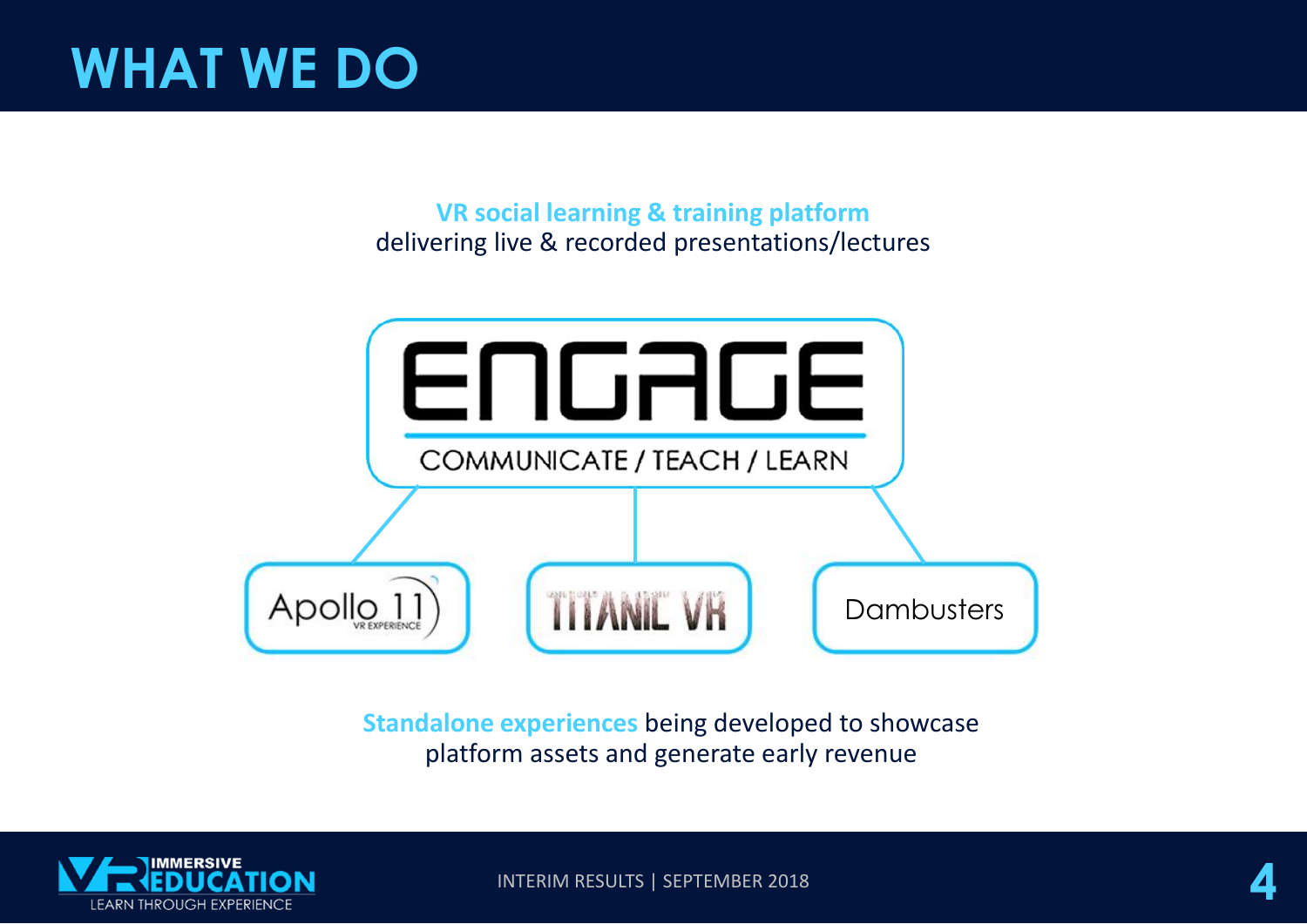# WHAT WE DO

**VR social learning & training platform**
delivering live & recorded presentations/lectures

ENGAGE

COMMUNICATE / TEACH / LEARN

- Apollo 11 VR EXPERIENCE
- TITANIC VR
- Dambusters

**Standalone experiences** being developed to showcase platform assets and generate early revenue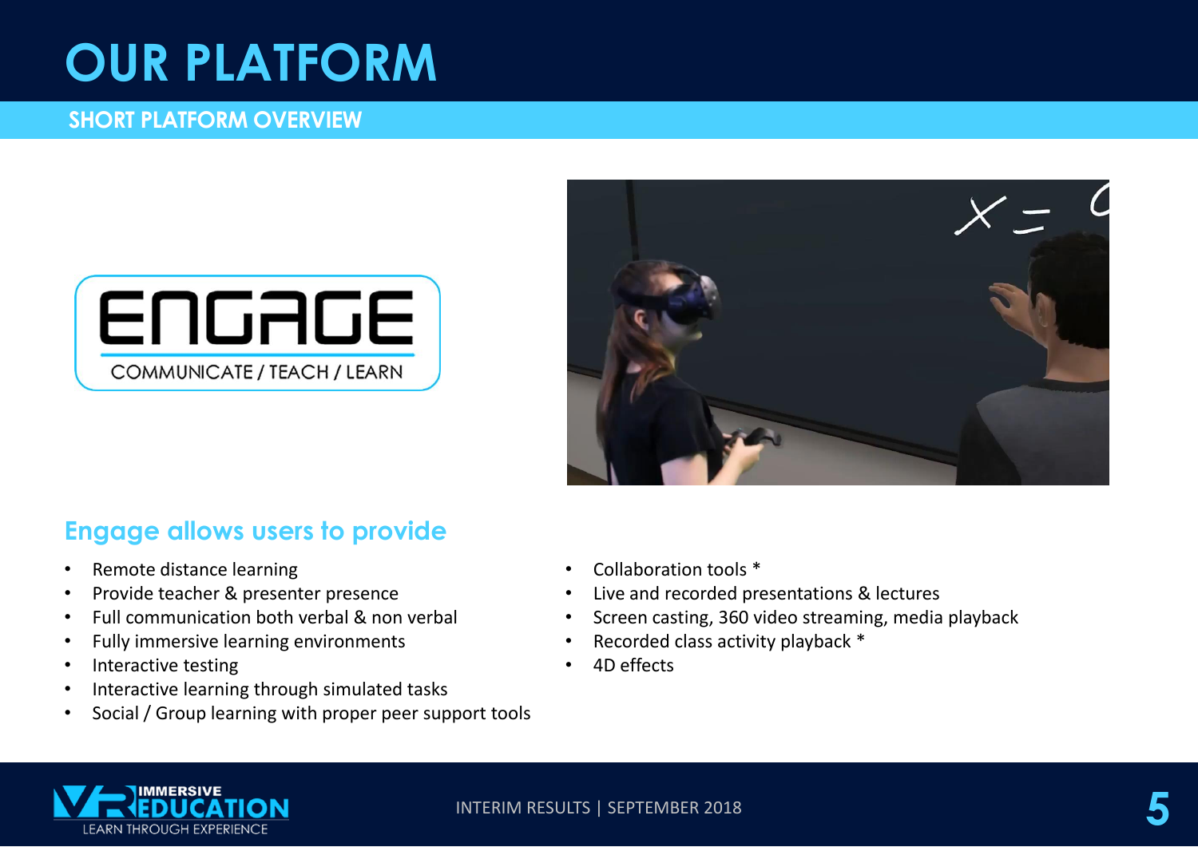# OUR PLATFORM

## SHORT PLATFORM OVERVIEW

### Engage allows users to provide

- Remote distance learning
- Provide teacher & presenter presence
- Full communication both verbal & non verbal
- Fully immersive learning environments
- Interactive testing
- Interactive learning through simulated tasks
- Social / Group learning with proper peer support tools
- Collaboration tools *
- Live and recorded presentations & lectures
- Screen casting, 360 video streaming, media playback
- Recorded class activity playback *
- 4D effects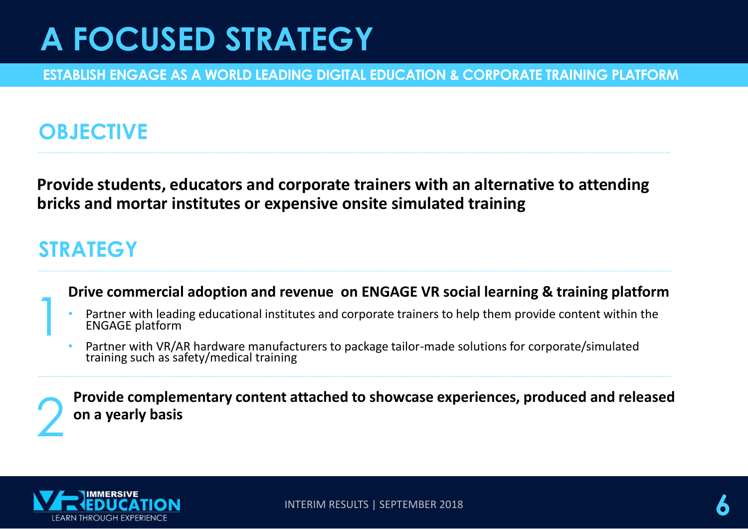# A FOCUSED STRATEGY

**ESTABLISH ENGAGE AS A WORLD LEADING DIGITAL EDUCATION & CORPORATE TRAINING PLATFORM**

## OBJECTIVE

**Provide students, educators and corporate trainers with an alternative to attending bricks and mortar institutes or expensive onsite simulated training**

## STRATEGY

1. **Drive commercial adoption and revenue on ENGAGE VR social learning & training platform**
   - Partner with leading educational institutes and corporate trainers to help them provide content within the ENGAGE platform
   - Partner with VR/AR hardware manufacturers to package tailor-made solutions for corporate/simulated training such as safety/medical training

2. **Provide complementary content attached to showcase experiences, produced and released on a yearly basis**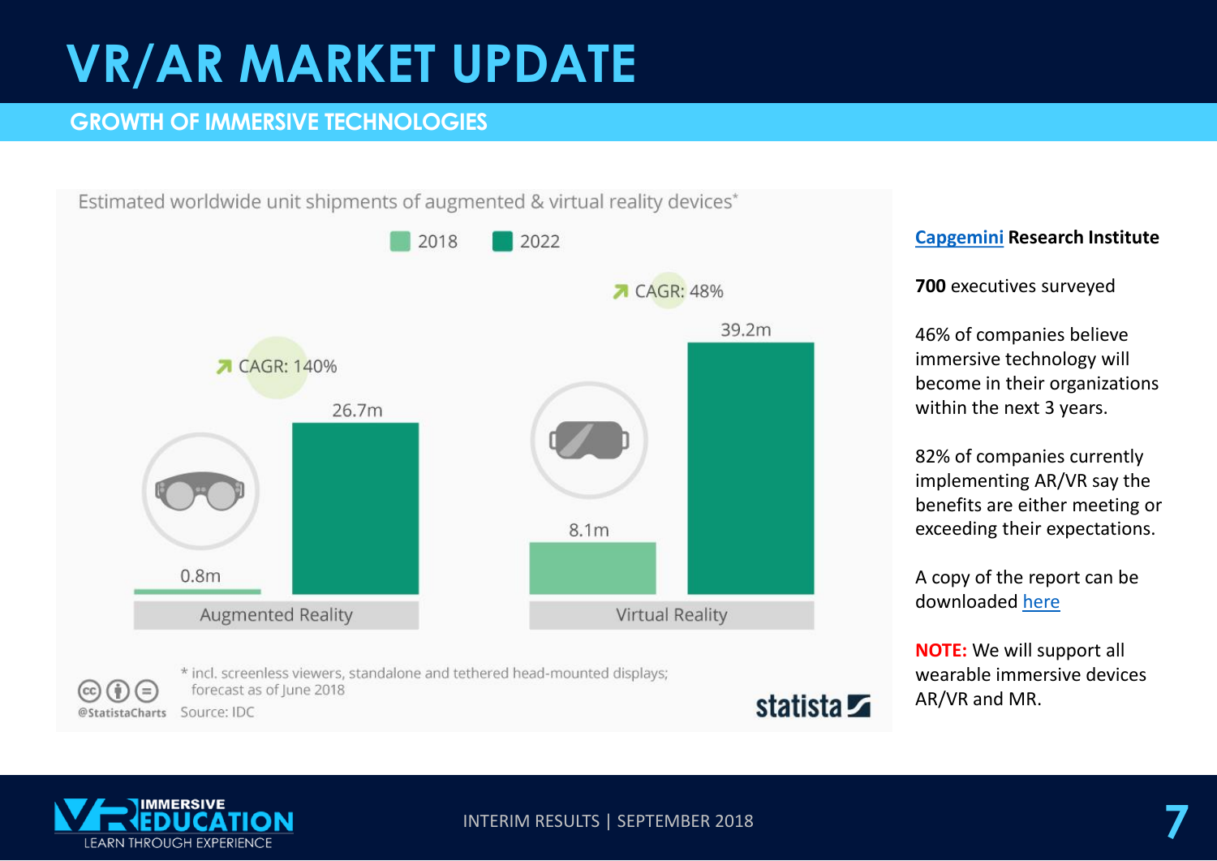# VR/AR MARKET UPDATE

## GROWTH OF IMMERSIVE TECHNOLOGIES

Estimated worldwide unit shipments of augmented & virtual reality devices*

| | 2018 | 2022 | CAGR |
|---|---|---|---|
| Augmented Reality | 0.8m | 26.7m | 140% |
| Virtual Reality | 8.1m | 39.2m | 48% |

\* incl. screenless viewers, standalone and tethered head-mounted displays; forecast as of June 2018

@StatistaCharts Source: IDC

statista

**Capgemini Research Institute**

**700** executives surveyed

46% of companies believe immersive technology will become in their organizations within the next 3 years.

82% of companies currently implementing AR/VR say the benefits are either meeting or exceeding their expectations.

A copy of the report can be downloaded here

**NOTE:** We will support all wearable immersive devices AR/VR and MR.

IMMERSIVE VR EDUCATION
LEARN THROUGH EXPERIENCE

INTERIM RESULTS | SEPTEMBER 2018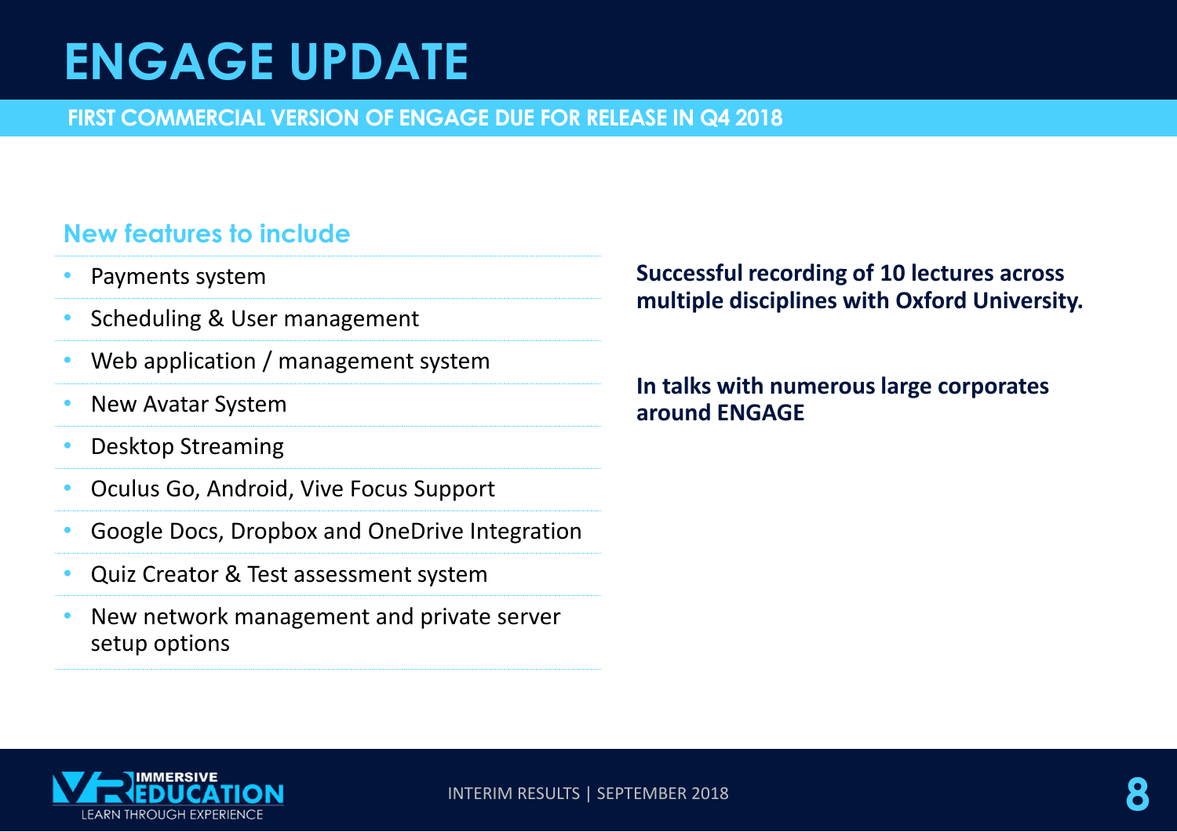# ENGAGE UPDATE

## FIRST COMMERCIAL VERSION OF ENGAGE DUE FOR RELEASE IN Q4 2018

### New features to include

- Payments system
- Scheduling & User management
- Web application / management system
- New Avatar System
- Desktop Streaming
- Oculus Go, Android, Vive Focus Support
- Google Docs, Dropbox and OneDrive Integration
- Quiz Creator & Test assessment system
- New network management and private server setup options

**Successful recording of 10 lectures across multiple disciplines with Oxford University.**

**In talks with numerous large corporates around ENGAGE**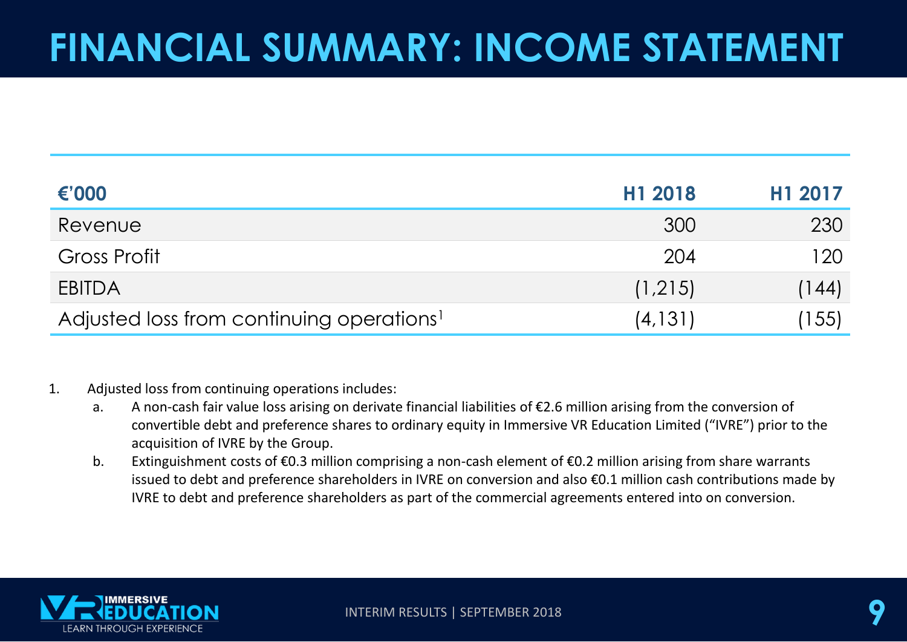# FINANCIAL SUMMARY: INCOME STATEMENT

| €'000 | H1 2018 | H1 2017 |
|---|---|---|
| Revenue | 300 | 230 |
| Gross Profit | 204 | 120 |
| EBITDA | (1,215) | (144) |
| Adjusted loss from continuing operations[1] | (4,131) | (155) |

1. Adjusted loss from continuing operations includes:
   a. A non-cash fair value loss arising on derivate financial liabilities of €2.6 million arising from the conversion of convertible debt and preference shares to ordinary equity in Immersive VR Education Limited ("IVRE") prior to the acquisition of IVRE by the Group.
   b. Extinguishment costs of €0.3 million comprising a non-cash element of €0.2 million arising from share warrants issued to debt and preference shareholders in IVRE on conversion and also €0.1 million cash contributions made by IVRE to debt and preference shareholders as part of the commercial agreements entered into on conversion.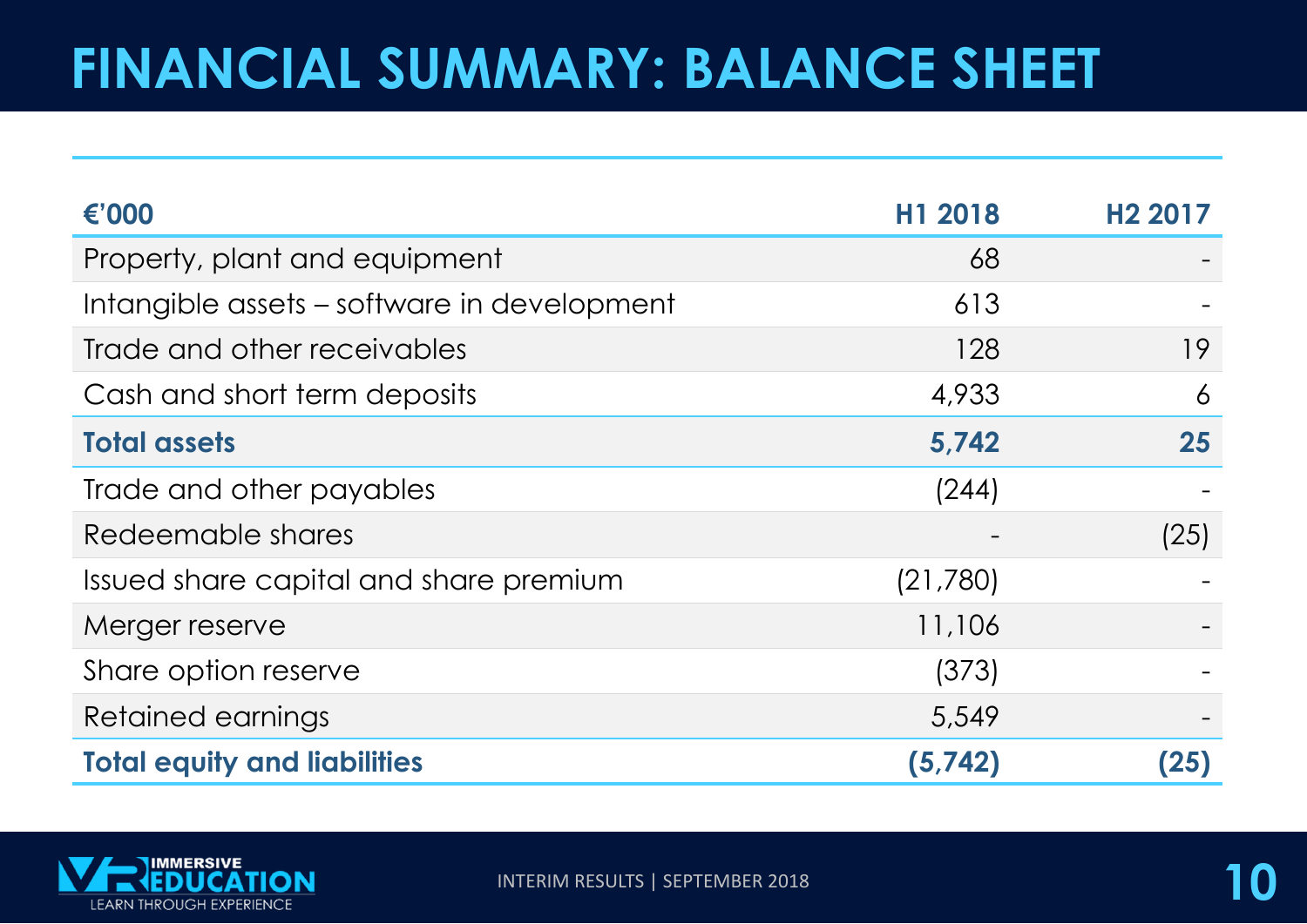# FINANCIAL SUMMARY: BALANCE SHEET

| €'000 | H1 2018 | H2 2017 |
|---|---|---|
| Property, plant and equipment | 68 | - |
| Intangible assets – software in development | 613 | - |
| Trade and other receivables | 128 | 19 |
| Cash and short term deposits | 4,933 | 6 |
| **Total assets** | **5,742** | **25** |
| Trade and other payables | (244) | - |
| Redeemable shares | - | (25) |
| Issued share capital and share premium | (21,780) | - |
| Merger reserve | 11,106 | - |
| Share option reserve | (373) | - |
| Retained earnings | 5,549 | - |
| **Total equity and liabilities** | **(5,742)** | **(25)** |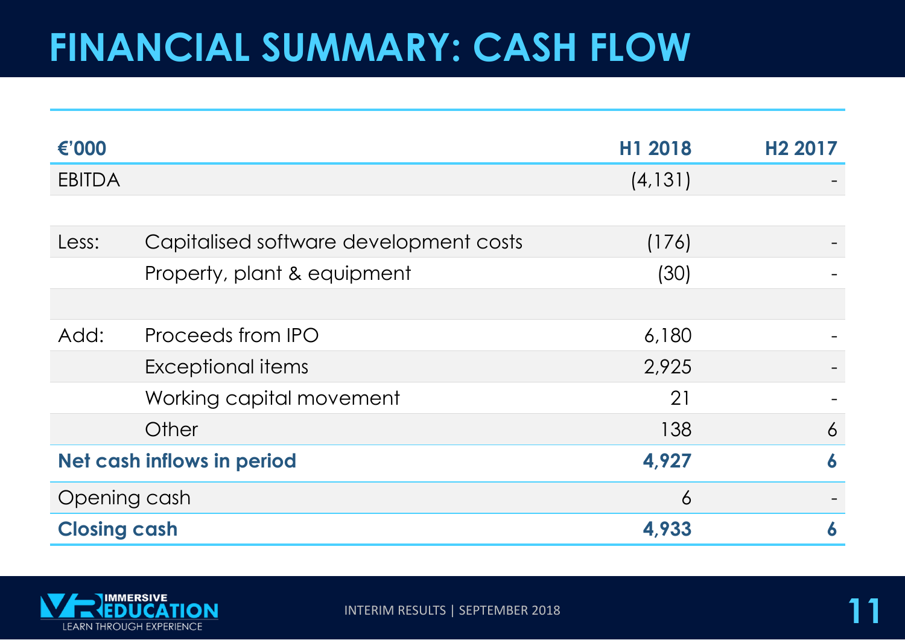# FINANCIAL SUMMARY: CASH FLOW

| €'000 | | H1 2018 | H2 2017 |
|---|---|---|---|
| EBITDA | | (4,131) | - |
| | | | |
| Less: | Capitalised software development costs | (176) | - |
| | Property, plant & equipment | (30) | - |
| | | | |
| Add: | Proceeds from IPO | 6,180 | - |
| | Exceptional items | 2,925 | - |
| | Working capital movement | 21 | - |
| | Other | 138 | 6 |
| **Net cash inflows in period** | | **4,927** | **6** |
| Opening cash | | 6 | - |
| **Closing cash** | | **4,933** | **6** |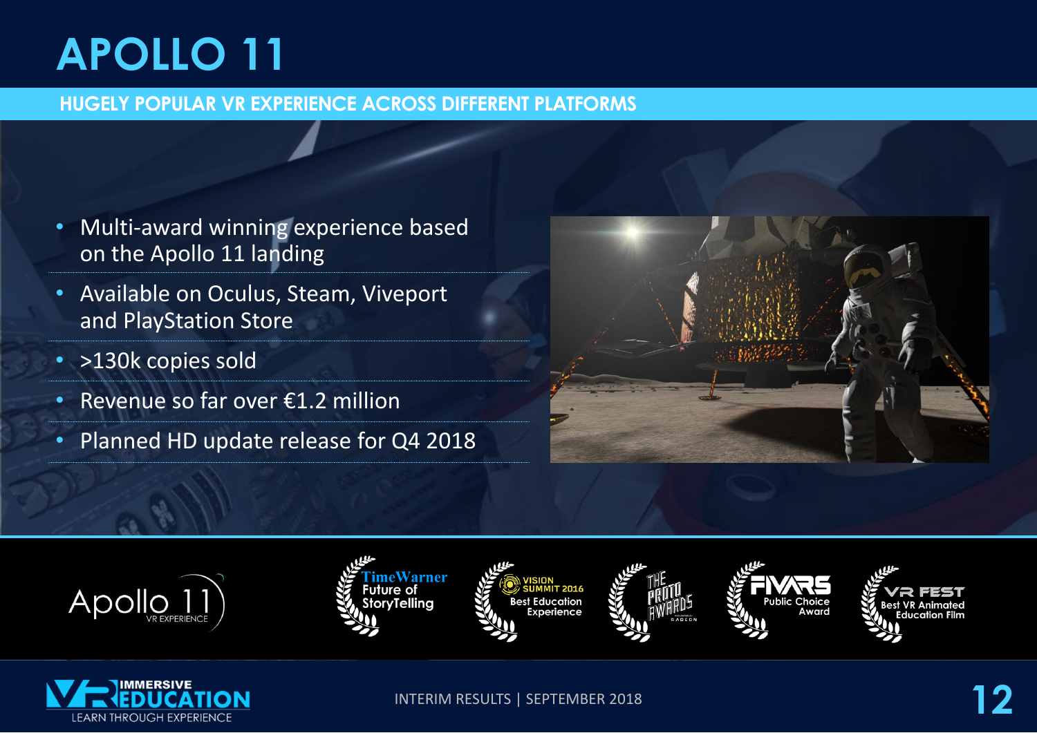# APOLLO 11

## HUGELY POPULAR VR EXPERIENCE ACROSS DIFFERENT PLATFORMS

- Multi-award winning experience based on the Apollo 11 landing
- Available on Oculus, Steam, Viveport and PlayStation Store
- >130k copies sold
- Revenue so far over €1.2 million
- Planned HD update release for Q4 2018

Apollo 11 VR EXPERIENCE

TimeWarner Future of StoryTelling

VISION SUMMIT 2016 Best Education Experience

THE PROTO AWARDS

FIVARS Public Choice Award

VR FEST Best VR Animated Education Film

INTERIM RESULTS | SEPTEMBER 2018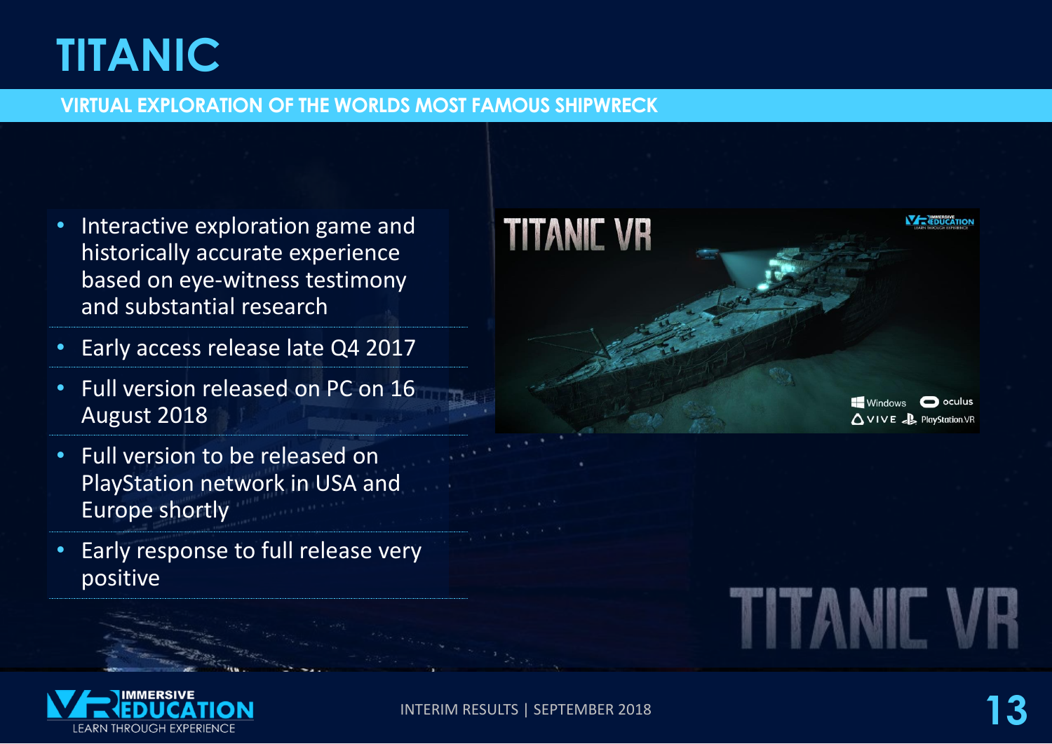# TITANIC

## VIRTUAL EXPLORATION OF THE WORLDS MOST FAMOUS SHIPWRECK

- Interactive exploration game and historically accurate experience based on eye-witness testimony and substantial research
- Early access release late Q4 2017
- Full version released on PC on 16 August 2018
- Full version to be released on PlayStation network in USA and Europe shortly
- Early response to full release very positive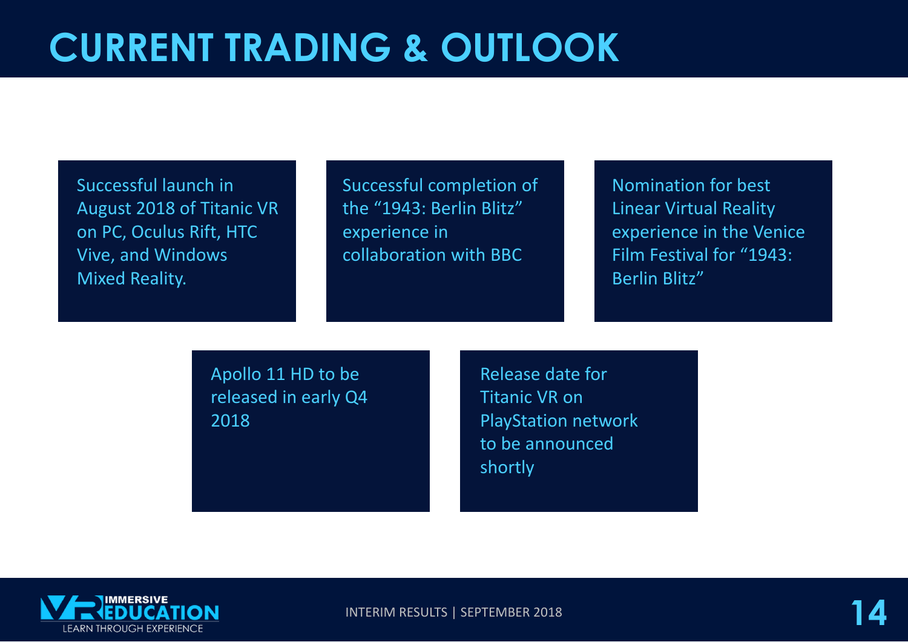# CURRENT TRADING & OUTLOOK

- Successful launch in August 2018 of Titanic VR on PC, Oculus Rift, HTC Vive, and Windows Mixed Reality.
- Successful completion of the “1943: Berlin Blitz” experience in collaboration with BBC
- Nomination for best Linear Virtual Reality experience in the Venice Film Festival for “1943: Berlin Blitz”
- Apollo 11 HD to be released in early Q4 2018
- Release date for Titanic VR on PlayStation network to be announced shortly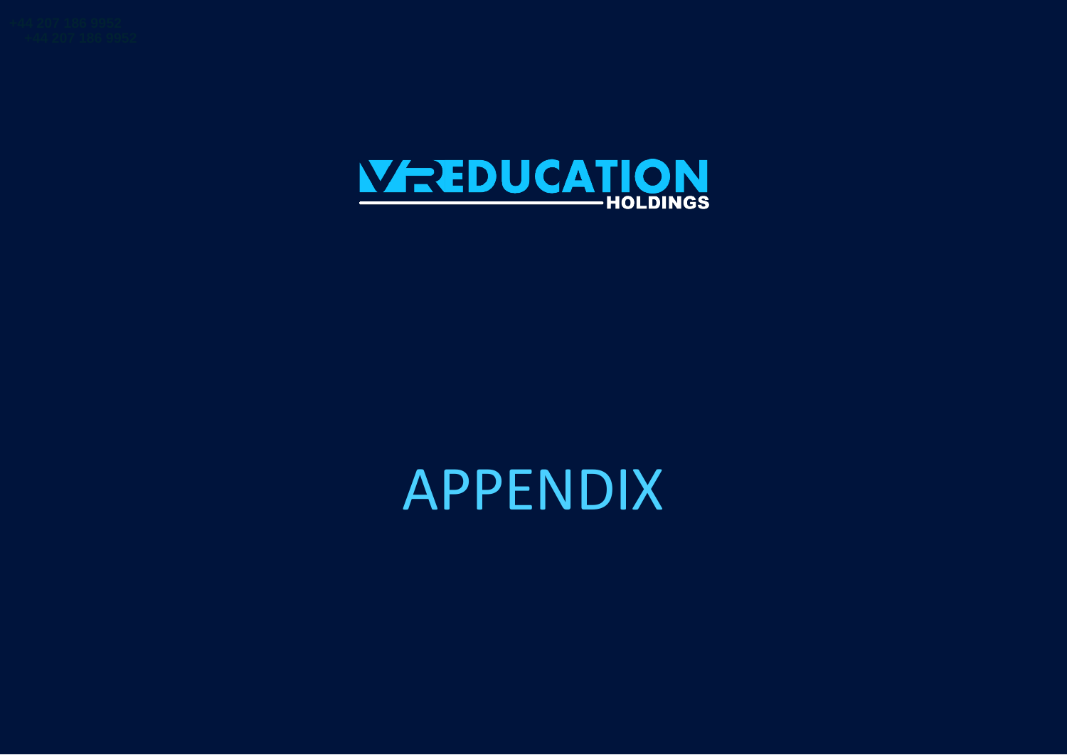+44 207 186 9952
+44 207 186 9952

VREDUCATION
HOLDINGS

# APPENDIX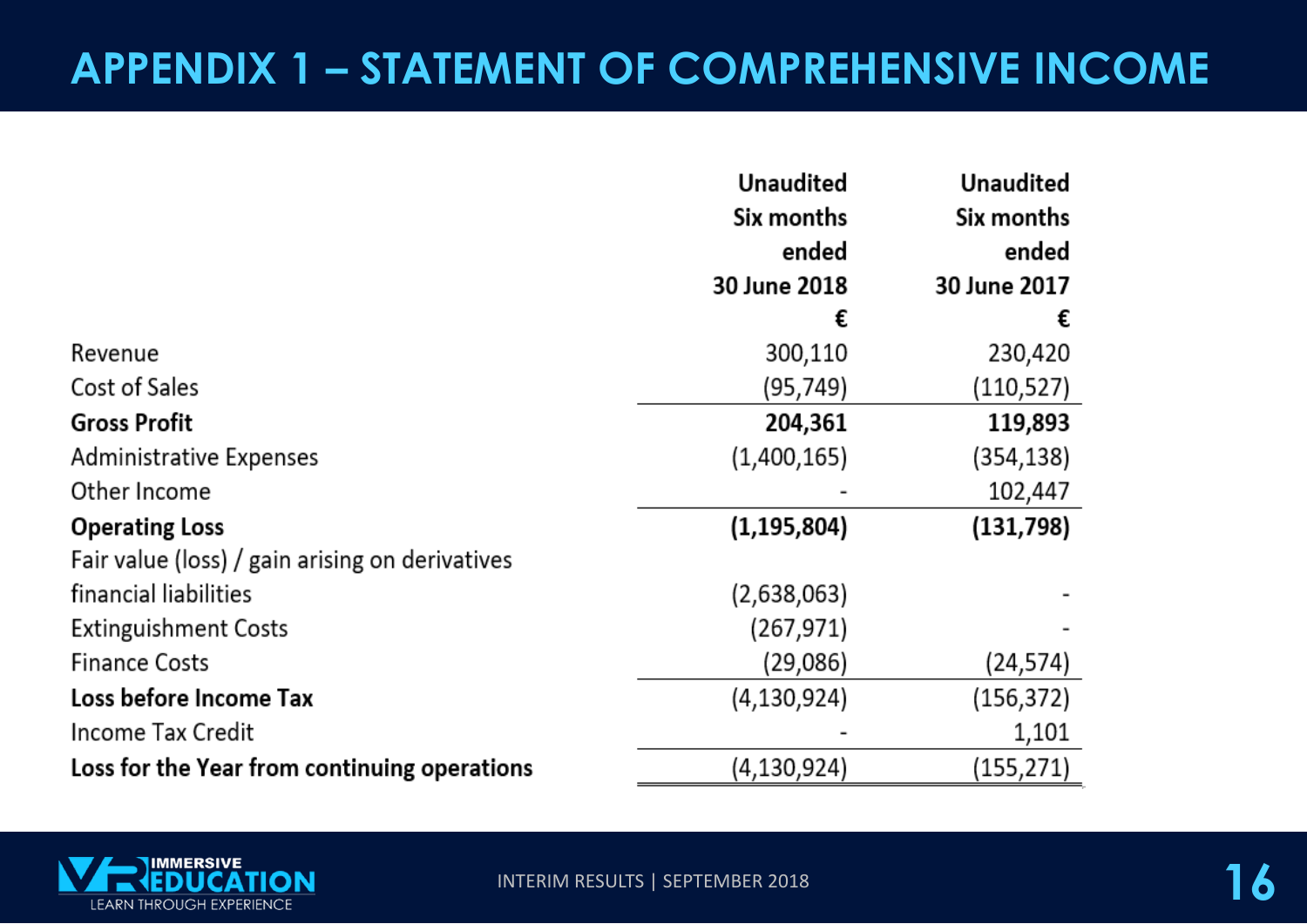# APPENDIX 1 – STATEMENT OF COMPREHENSIVE INCOME

| | Unaudited Six months ended 30 June 2018 € | Unaudited Six months ended 30 June 2017 € |
|---|---|---|
| Revenue | 300,110 | 230,420 |
| Cost of Sales | (95,749) | (110,527) |
| **Gross Profit** | **204,361** | **119,893** |
| Administrative Expenses | (1,400,165) | (354,138) |
| Other Income | - | 102,447 |
| **Operating Loss** | **(1,195,804)** | **(131,798)** |
| Fair value (loss) / gain arising on derivatives financial liabilities | (2,638,063) | - |
| Extinguishment Costs | (267,971) | - |
| Finance Costs | (29,086) | (24,574) |
| **Loss before Income Tax** | (4,130,924) | (156,372) |
| Income Tax Credit | - | 1,101 |
| **Loss for the Year from continuing operations** | (4,130,924) | (155,271) |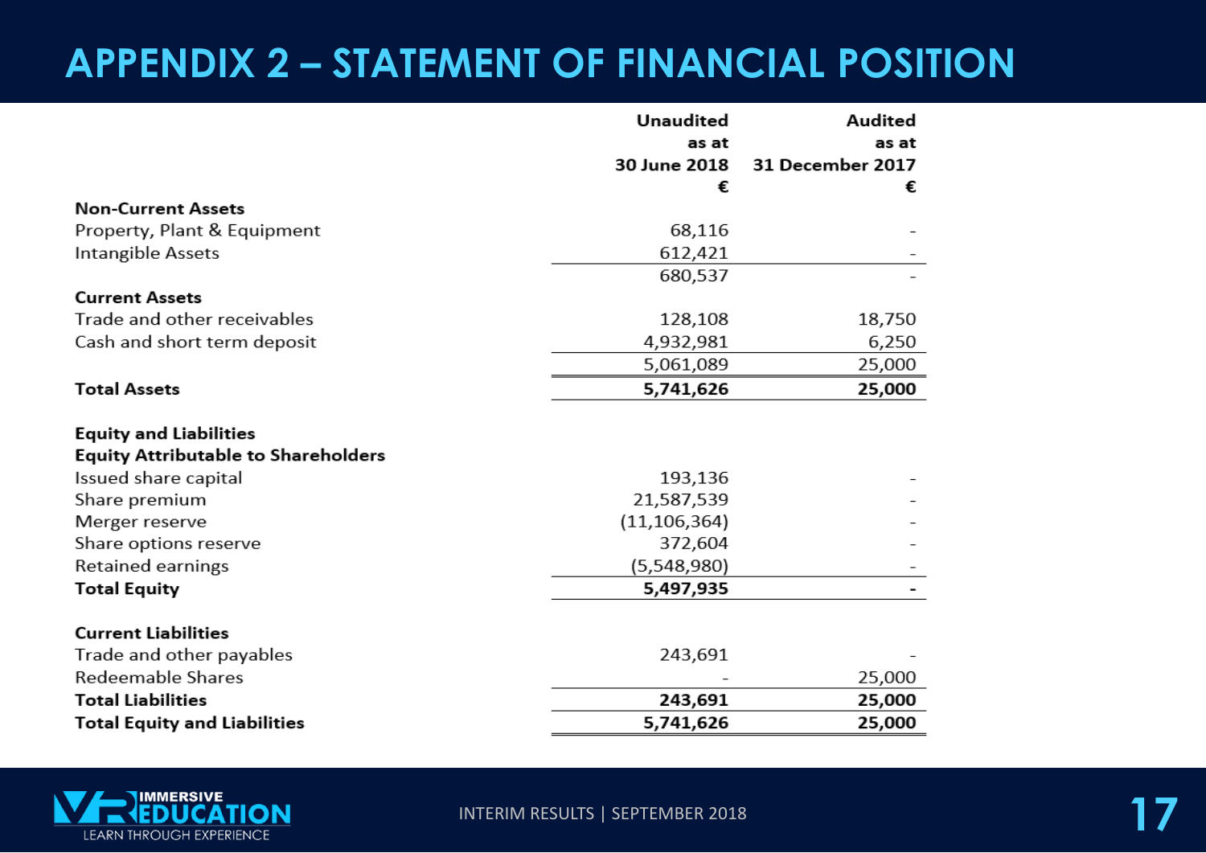# APPENDIX 2 – STATEMENT OF FINANCIAL POSITION

| | Unaudited as at 30 June 2018 € | Audited as at 31 December 2017 € |
|---|---|---|
| **Non-Current Assets** | | |
| Property, Plant & Equipment | 68,116 | - |
| Intangible Assets | 612,421 | - |
| | 680,537 | - |
| **Current Assets** | | |
| Trade and other receivables | 128,108 | 18,750 |
| Cash and short term deposit | 4,932,981 | 6,250 |
| | 5,061,089 | 25,000 |
| **Total Assets** | **5,741,626** | **25,000** |
| **Equity and Liabilities** | | |
| **Equity Attributable to Shareholders** | | |
| Issued share capital | 193,136 | - |
| Share premium | 21,587,539 | - |
| Merger reserve | (11,106,364) | - |
| Share options reserve | 372,604 | - |
| Retained earnings | (5,548,980) | - |
| **Total Equity** | **5,497,935** | **-** |
| **Current Liabilities** | | |
| Trade and other payables | 243,691 | - |
| Redeemable Shares | - | 25,000 |
| **Total Liabilities** | **243,691** | **25,000** |
| **Total Equity and Liabilities** | **5,741,626** | **25,000** |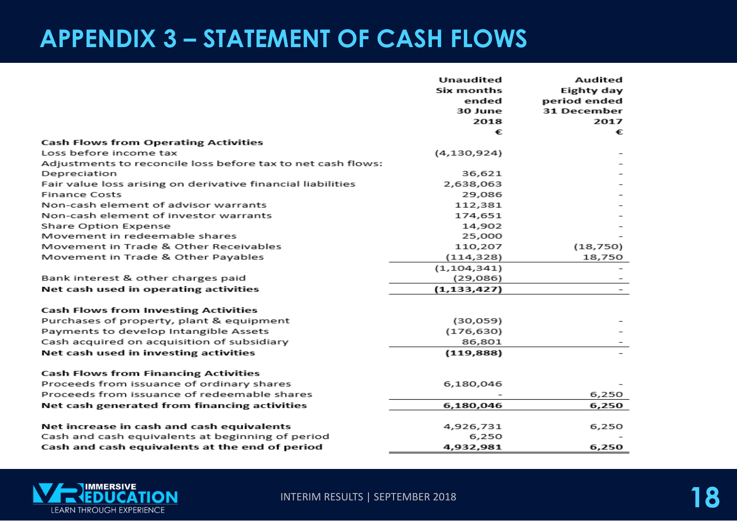# APPENDIX 3 – STATEMENT OF CASH FLOWS

| | Unaudited Six months ended 30 June 2018 € | Audited Eighty day period ended 31 December 2017 € |
|---|---|---|
| **Cash Flows from Operating Activities** | | |
| Loss before income tax | (4,130,924) | - |
| Adjustments to reconcile loss before tax to net cash flows: | | - |
| Depreciation | 36,621 | - |
| Fair value loss arising on derivative financial liabilities | 2,638,063 | - |
| Finance Costs | 29,086 | - |
| Non-cash element of advisor warrants | 112,381 | - |
| Non-cash element of investor warrants | 174,651 | - |
| Share Option Expense | 14,902 | - |
| Movement in redeemable shares | 25,000 | - |
| Movement in Trade & Other Receivables | 110,207 | (18,750) |
| Movement in Trade & Other Payables | (114,328) | 18,750 |
| | (1,104,341) | - |
| Bank interest & other charges paid | (29,086) | - |
| **Net cash used in operating activities** | **(1,133,427)** | - |
| | | |
| **Cash Flows from Investing Activities** | | |
| Purchases of property, plant & equipment | (30,059) | - |
| Payments to develop Intangible Assets | (176,630) | - |
| Cash acquired on acquisition of subsidiary | 86,801 | - |
| **Net cash used in investing activities** | **(119,888)** | - |
| | | |
| **Cash Flows from Financing Activities** | | |
| Proceeds from issuance of ordinary shares | 6,180,046 | - |
| Proceeds from issuance of redeemable shares | - | 6,250 |
| **Net cash generated from financing activities** | **6,180,046** | **6,250** |
| | | |
| **Net increase in cash and cash equivalents** | 4,926,731 | 6,250 |
| Cash and cash equivalents at beginning of period | 6,250 | - |
| **Cash and cash equivalents at the end of period** | **4,932,981** | **6,250** |

IMMERSIVE VR EDUCATION
LEARN THROUGH EXPERIENCE

INTERIM RESULTS | SEPTEMBER 2018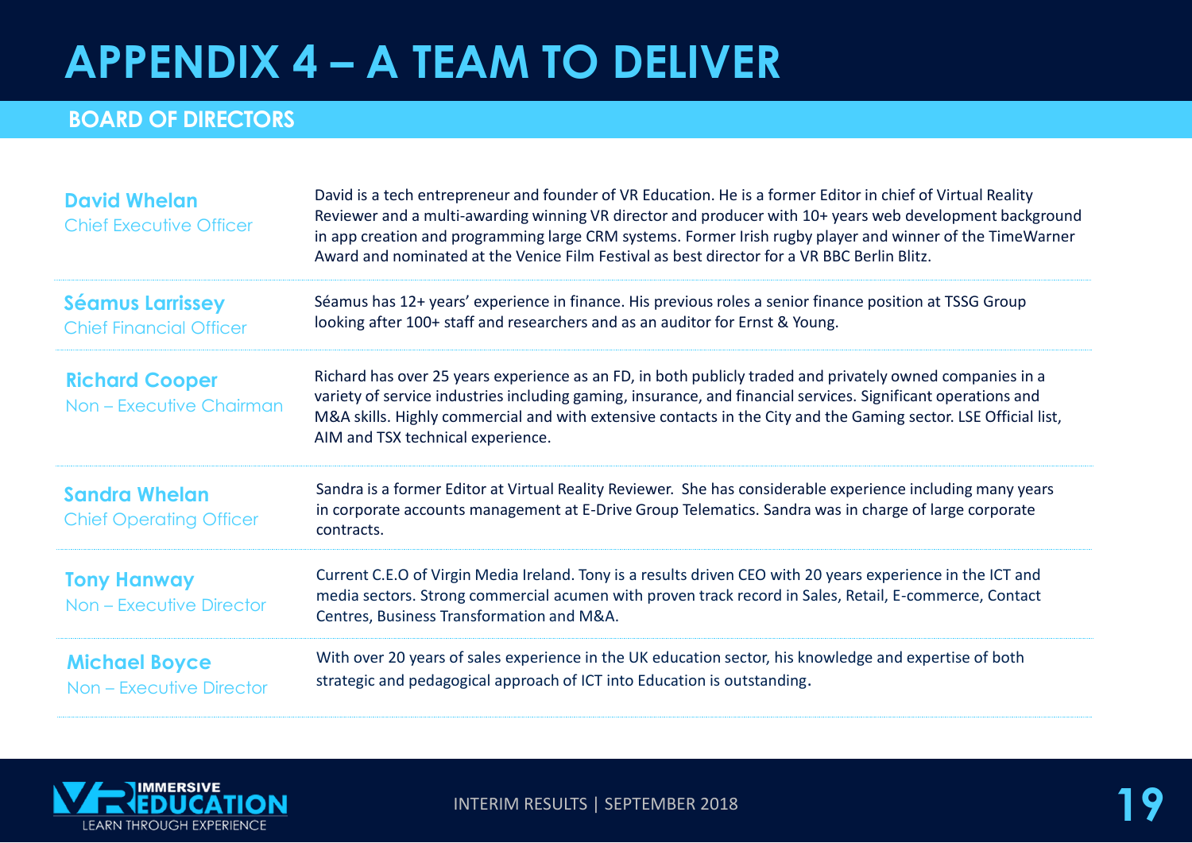# APPENDIX 4 – A TEAM TO DELIVER

## BOARD OF DIRECTORS

**David Whelan**
Chief Executive Officer

David is a tech entrepreneur and founder of VR Education. He is a former Editor in chief of Virtual Reality Reviewer and a multi-awarding winning VR director and producer with 10+ years web development background in app creation and programming large CRM systems. Former Irish rugby player and winner of the TimeWarner Award and nominated at the Venice Film Festival as best director for a VR BBC Berlin Blitz.

---

**Séamus Larrissey**
Chief Financial Officer

Séamus has 12+ years' experience in finance. His previous roles a senior finance position at TSSG Group looking after 100+ staff and researchers and as an auditor for Ernst & Young.

---

**Richard Cooper**
Non – Executive Chairman

Richard has over 25 years experience as an FD, in both publicly traded and privately owned companies in a variety of service industries including gaming, insurance, and financial services. Significant operations and M&A skills. Highly commercial and with extensive contacts in the City and the Gaming sector. LSE Official list, AIM and TSX technical experience.

---

**Sandra Whelan**
Chief Operating Officer

Sandra is a former Editor at Virtual Reality Reviewer. She has considerable experience including many years in corporate accounts management at E-Drive Group Telematics. Sandra was in charge of large corporate contracts.

---

**Tony Hanway**
Non – Executive Director

Current C.E.O of Virgin Media Ireland. Tony is a results driven CEO with 20 years experience in the ICT and media sectors. Strong commercial acumen with proven track record in Sales, Retail, E-commerce, Contact Centres, Business Transformation and M&A.

---

**Michael Boyce**
Non – Executive Director

With over 20 years of sales experience in the UK education sector, his knowledge and expertise of both strategic and pedagogical approach of ICT into Education is outstanding.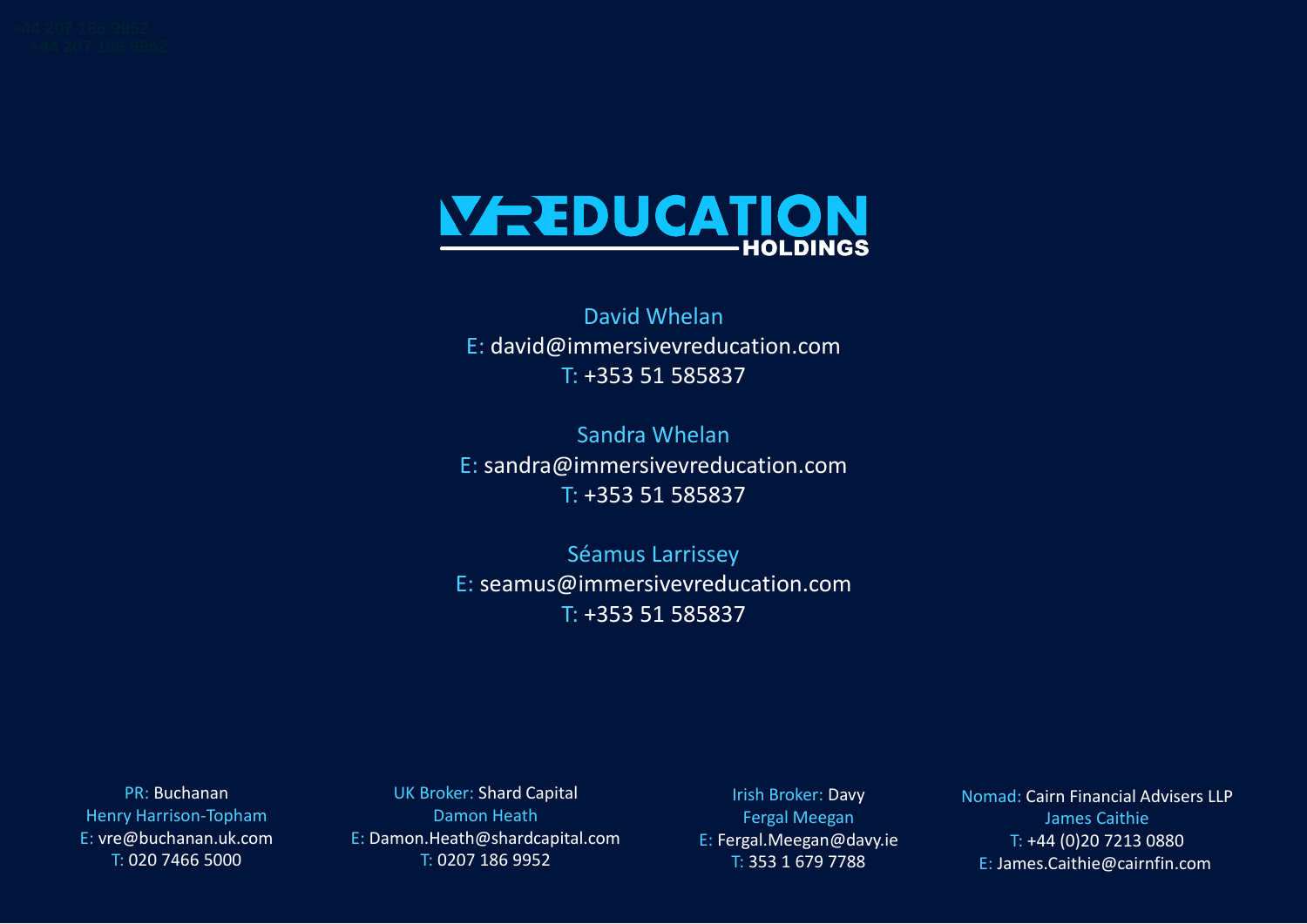# VREDUCATION HOLDINGS

David Whelan
E: david@immersivevreducation.com
T: +353 51 585837

Sandra Whelan
E: sandra@immersivevreducation.com
T: +353 51 585837

Séamus Larrissey
E: seamus@immersivevreducation.com
T: +353 51 585837

PR: Buchanan
Henry Harrison-Topham
E: vre@buchanan.uk.com
T: 020 7466 5000

UK Broker: Shard Capital
Damon Heath
E: Damon.Heath@shardcapital.com
T: 0207 186 9952

Irish Broker: Davy
Fergal Meegan
E: Fergal.Meegan@davy.ie
T: 353 1 679 7788

Nomad: Cairn Financial Advisers LLP
James Caithie
T: +44 (0)20 7213 0880
E: James.Caithie@cairnfin.com